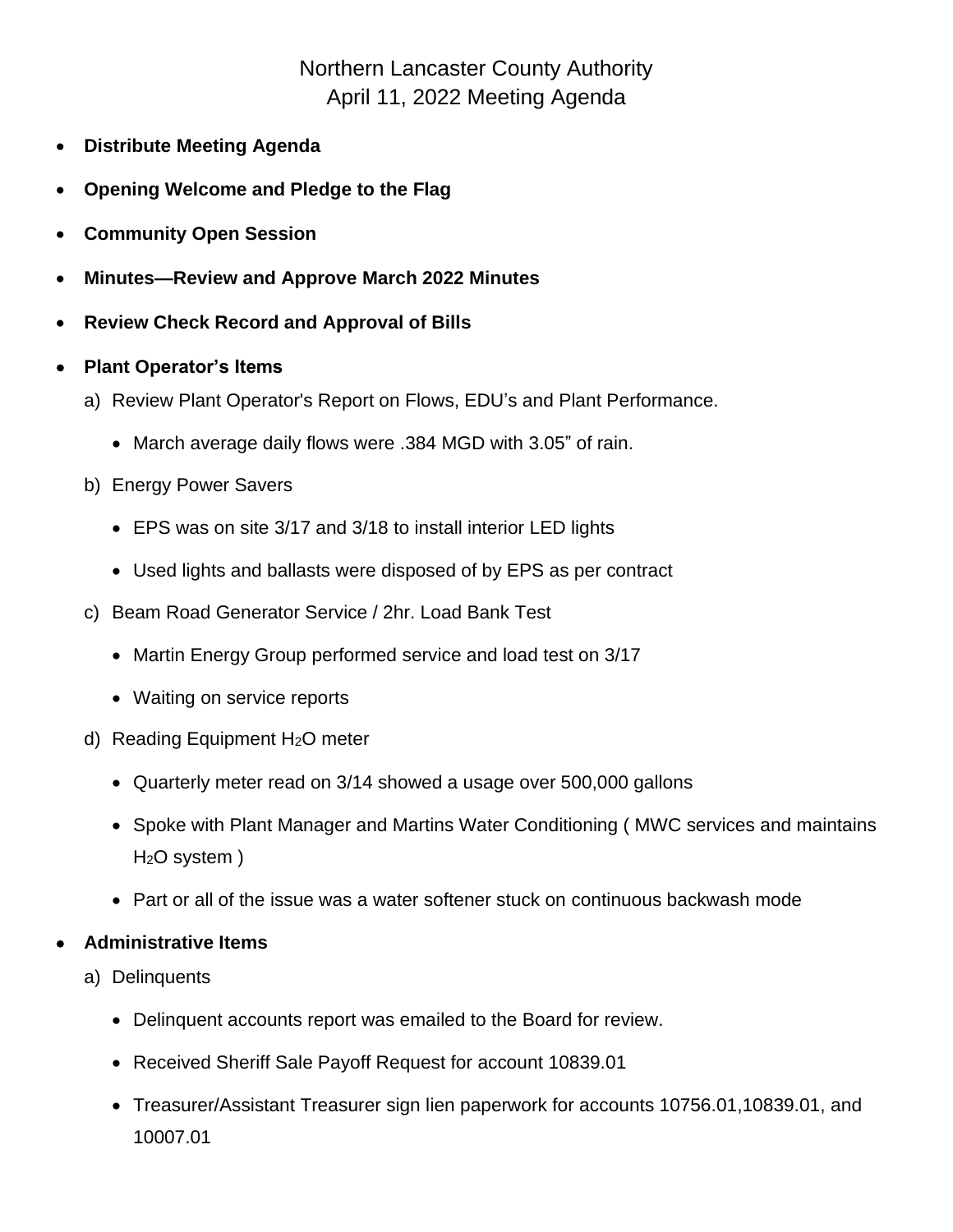# Northern Lancaster County Authority
## April 11, 2022 Meeting Agenda

- **Distribute Meeting Agenda**
- **Opening Welcome and Pledge to the Flag**
- **Community Open Session**
- **Minutes—Review and Approve March 2022 Minutes**
- **Review Check Record and Approval of Bills**
- **Plant Operator's Items**

   a) Review Plant Operator's Report on Flows, EDU's and Plant Performance.

   - March average daily flows were .384 MGD with 3.05" of rain.

   b) Energy Power Savers

   - EPS was on site 3/17 and 3/18 to install interior LED lights
   - Used lights and ballasts were disposed of by EPS as per contract

   c) Beam Road Generator Service / 2hr. Load Bank Test

   - Martin Energy Group performed service and load test on 3/17
   - Waiting on service reports

   d) Reading Equipment $H_2O$ meter

   - Quarterly meter read on 3/14 showed a usage over 500,000 gallons
   - Spoke with Plant Manager and Martins Water Conditioning ( MWC services and maintains $H_2O$ system )
   - Part or all of the issue was a water softener stuck on continuous backwash mode

- **Administrative Items**

   a) Delinquents

   - Delinquent accounts report was emailed to the Board for review.
   - Received Sheriff Sale Payoff Request for account 10839.01
   - Treasurer/Assistant Treasurer sign lien paperwork for accounts 10756.01,10839.01, and 10007.01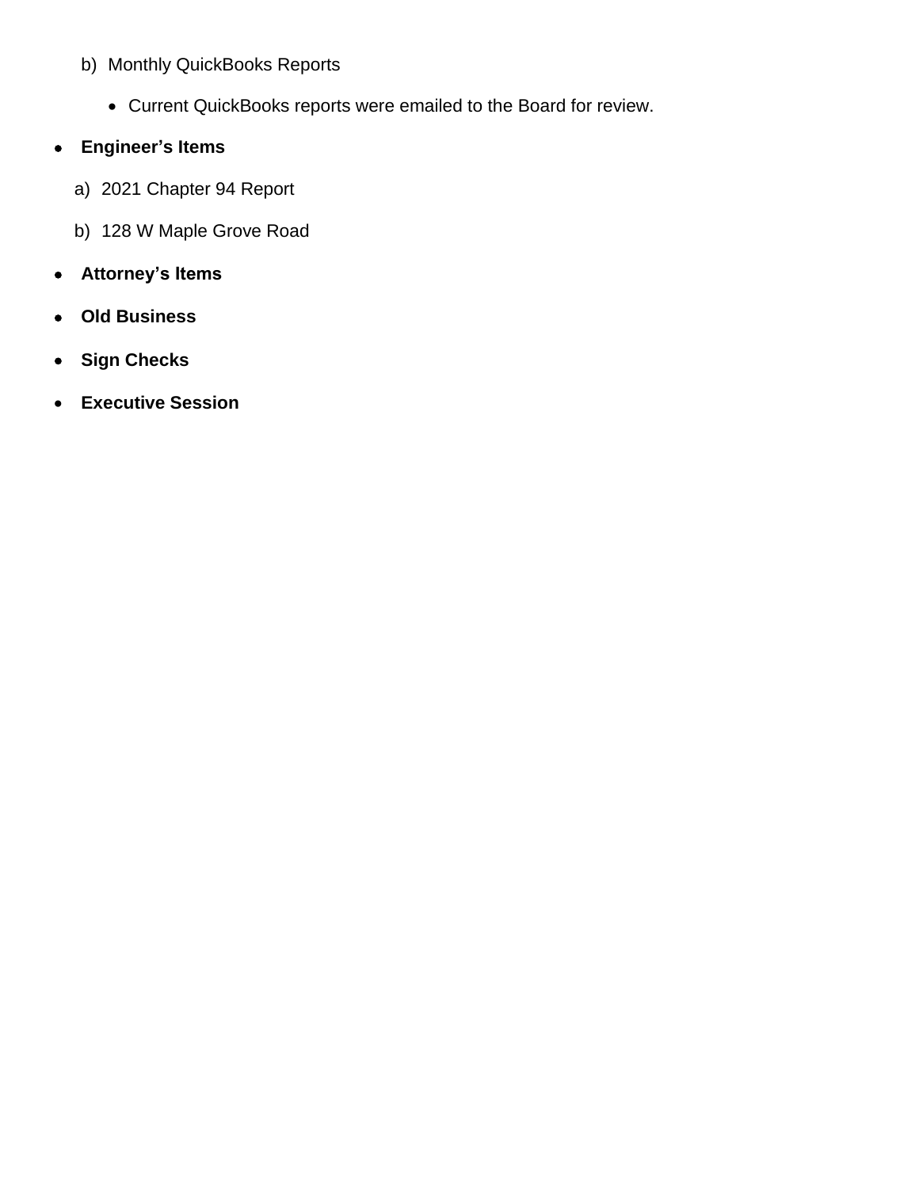b) Monthly QuickBooks Reports

   - Current QuickBooks reports were emailed to the Board for review.

- **Engineer's Items**

  a) 2021 Chapter 94 Report

  b) 128 W Maple Grove Road

- **Attorney's Items**

- **Old Business**

- **Sign Checks**

- **Executive Session**